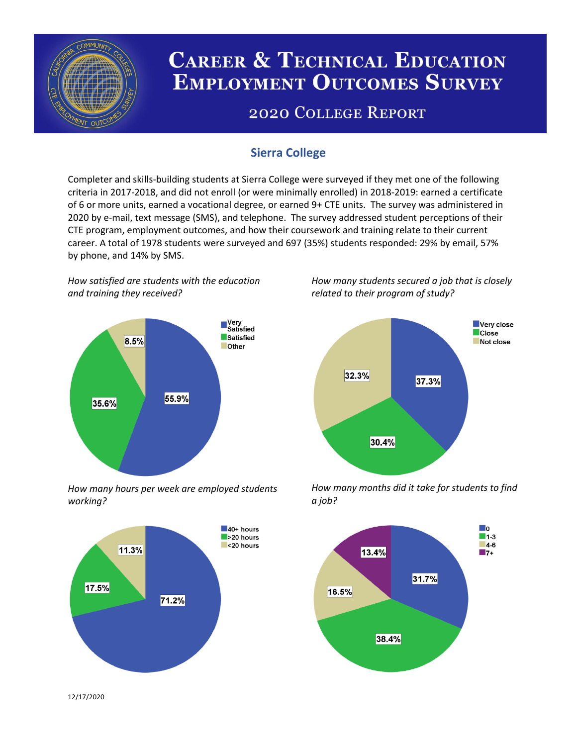# Career & Technical Education Employment Outcomes Survey

## 2020 College Report

### Sierra College

Completer and skills-building students at Sierra College were surveyed if they met one of the following criteria in 2017-2018, and did not enroll (or were minimally enrolled) in 2018-2019: earned a certificate of 6 or more units, earned a vocational degree, or earned 9+ CTE units. The survey was administered in 2020 by e-mail, text message (SMS), and telephone. The survey addressed student perceptions of their CTE program, employment outcomes, and how their coursework and training relate to their current career. A total of 1978 students were surveyed and 697 (35%) students responded: 29% by email, 57% by phone, and 14% by SMS.

*How satisfied are students with the education and training they received?*

| Response | Percent |
|---|---|
| Very Satisfied | 55.9% |
| Satisfied | 35.6% |
| Other | 8.5% |

*How many students secured a job that is closely related to their program of study?*

| Response | Percent |
|---|---|
| Very close | 37.3% |
| Close | 30.4% |
| Not close | 32.3% |

*How many hours per week are employed students working?*

| Response | Percent |
|---|---|
| 40+ hours | 71.2% |
| >20 hours | 17.5% |
| <20 hours | 11.3% |

*How many months did it take for students to find a job?*

| Response | Percent |
|---|---|
| 0 | 31.7% |
| 1-3 | 38.4% |
| 4-6 | 16.5% |
| 7+ | 13.4% |

12/17/2020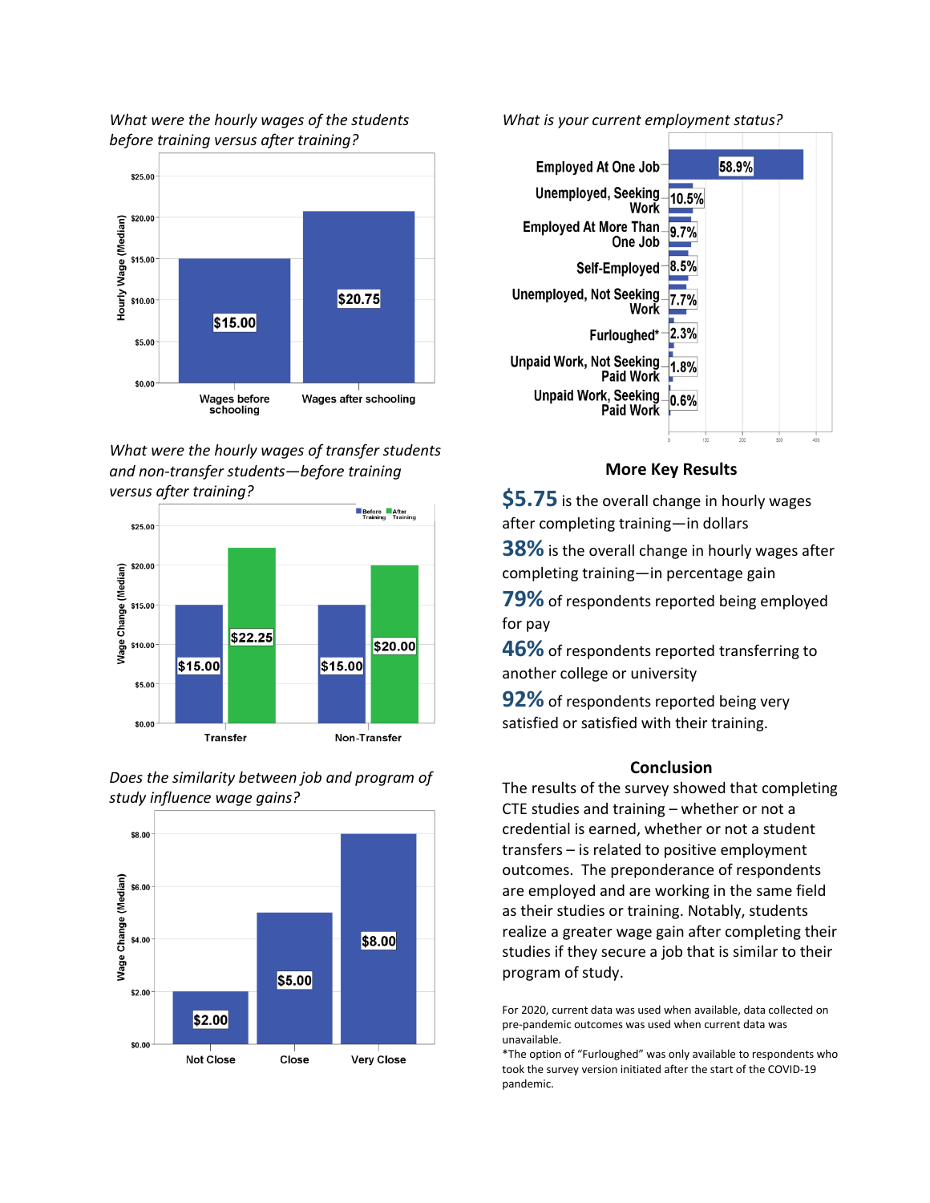*What were the hourly wages of the students before training versus after training?*

Hourly Wage (Median)

$25.00
$20.00
$15.00
$10.00
$5.00
$0.00

$15.00
$20.75

Wages before schooling
Wages after schooling

*What were the hourly wages of transfer students and non-transfer students—before training versus after training?*

Before Training
After Training

Wage Change (Median)

$25.00
$20.00
$15.00
$10.00
$5.00
$0.00

$15.00
$22.25
$15.00
$20.00

Transfer
Non-Transfer

*Does the similarity between job and program of study influence wage gains?*

Wage Change (Median)

$8.00
$6.00
$4.00
$2.00
$0.00

$2.00
$5.00
$8.00

Not Close
Close
Very Close

*What is your current employment status?*

Employed At One Job 58.9%
Unemployed, Seeking Work 10.5%
Employed At More Than One Job 9.7%
Self-Employed 8.5%
Unemployed, Not Seeking Work 7.7%
Furloughed* 2.3%
Unpaid Work, Not Seeking Paid Work 1.8%
Unpaid Work, Seeking Paid Work 0.6%

0
100
200
300
400

## More Key Results

**$5.75** is the overall change in hourly wages after completing training—in dollars

**38%** is the overall change in hourly wages after completing training—in percentage gain

**79%** of respondents reported being employed for pay

**46%** of respondents reported transferring to another college or university

**92%** of respondents reported being very satisfied or satisfied with their training.

## Conclusion

The results of the survey showed that completing CTE studies and training – whether or not a credential is earned, whether or not a student transfers – is related to positive employment outcomes. The preponderance of respondents are employed and are working in the same field as their studies or training. Notably, students realize a greater wage gain after completing their studies if they secure a job that is similar to their program of study.

For 2020, current data was used when available, data collected on pre-pandemic outcomes was used when current data was unavailable.
*The option of "Furloughed" was only available to respondents who took the survey version initiated after the start of the COVID-19 pandemic.